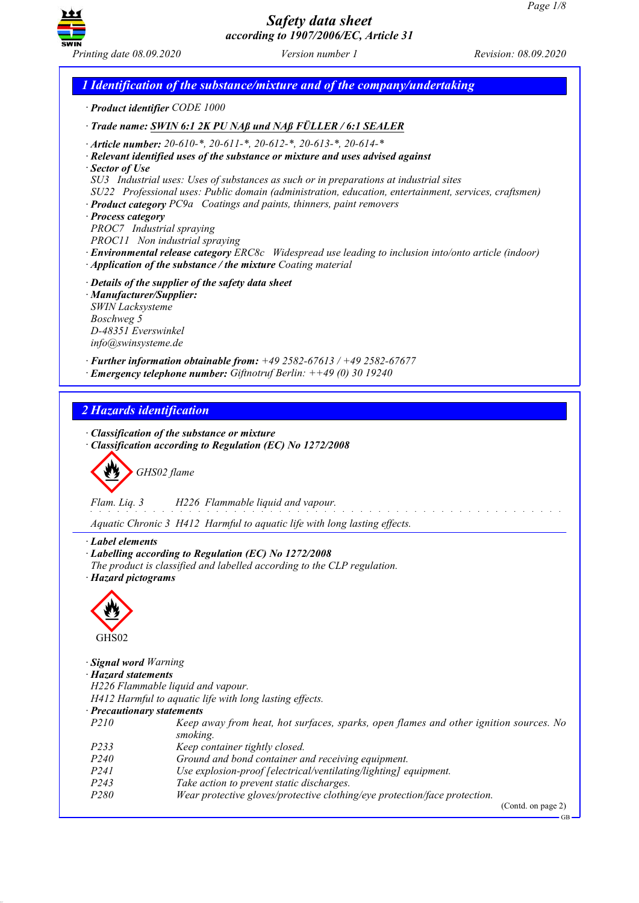# Safety data sheet
*according to 1907/2006/EC, Article 31*

*Printing date 08.09.2020* *Version number 1* *Revision: 08.09.2020*

## 1 Identification of the substance/mixture and of the company/undertaking

· **Product identifier** CODE 1000

· **Trade name: SWIN 6:1 2K PU NAß und NAß FÜLLER / 6:1 SEALER**

· **Article number:** 20-610-*, 20-611-*, 20-612-*, 20-613-*, 20-614-*
· **Relevant identified uses of the substance or mixture and uses advised against**
· **Sector of Use**
SU3 Industrial uses: Uses of substances as such or in preparations at industrial sites
SU22 Professional uses: Public domain (administration, education, entertainment, services, craftsmen)
· **Product category** PC9a Coatings and paints, thinners, paint removers
· **Process category**
PROC7 Industrial spraying
PROC11 Non industrial spraying
· **Environmental release category** ERC8c Widespread use leading to inclusion into/onto article (indoor)
· **Application of the substance / the mixture** Coating material

· **Details of the supplier of the safety data sheet**
· **Manufacturer/Supplier:**
SWIN Lacksysteme
Boschweg 5
D-48351 Everswinkel
info@swinsysteme.de

· **Further information obtainable from:** +49 2582-67613 / +49 2582-67677
· **Emergency telephone number:** Giftnotruf Berlin: ++49 (0) 30 19240

## 2 Hazards identification

· **Classification of the substance or mixture**
· **Classification according to Regulation (EC) No 1272/2008**

GHS02 flame

Flam. Liq. 3 H226 Flammable liquid and vapour.

Aquatic Chronic 3 H412 Harmful to aquatic life with long lasting effects.

· **Label elements**
· **Labelling according to Regulation (EC) No 1272/2008**
The product is classified and labelled according to the CLP regulation.
· **Hazard pictograms**

GHS02

· **Signal word** Warning
· **Hazard statements**
H226 Flammable liquid and vapour.
H412 Harmful to aquatic life with long lasting effects.
· **Precautionary statements**

| | |
|---|---|
| P210 | Keep away from heat, hot surfaces, sparks, open flames and other ignition sources. No smoking. |
| P233 | Keep container tightly closed. |
| P240 | Ground and bond container and receiving equipment. |
| P241 | Use explosion-proof [electrical/ventilating/lighting] equipment. |
| P243 | Take action to prevent static discharges. |
| P280 | Wear protective gloves/protective clothing/eye protection/face protection. |

(Contd. on page 2)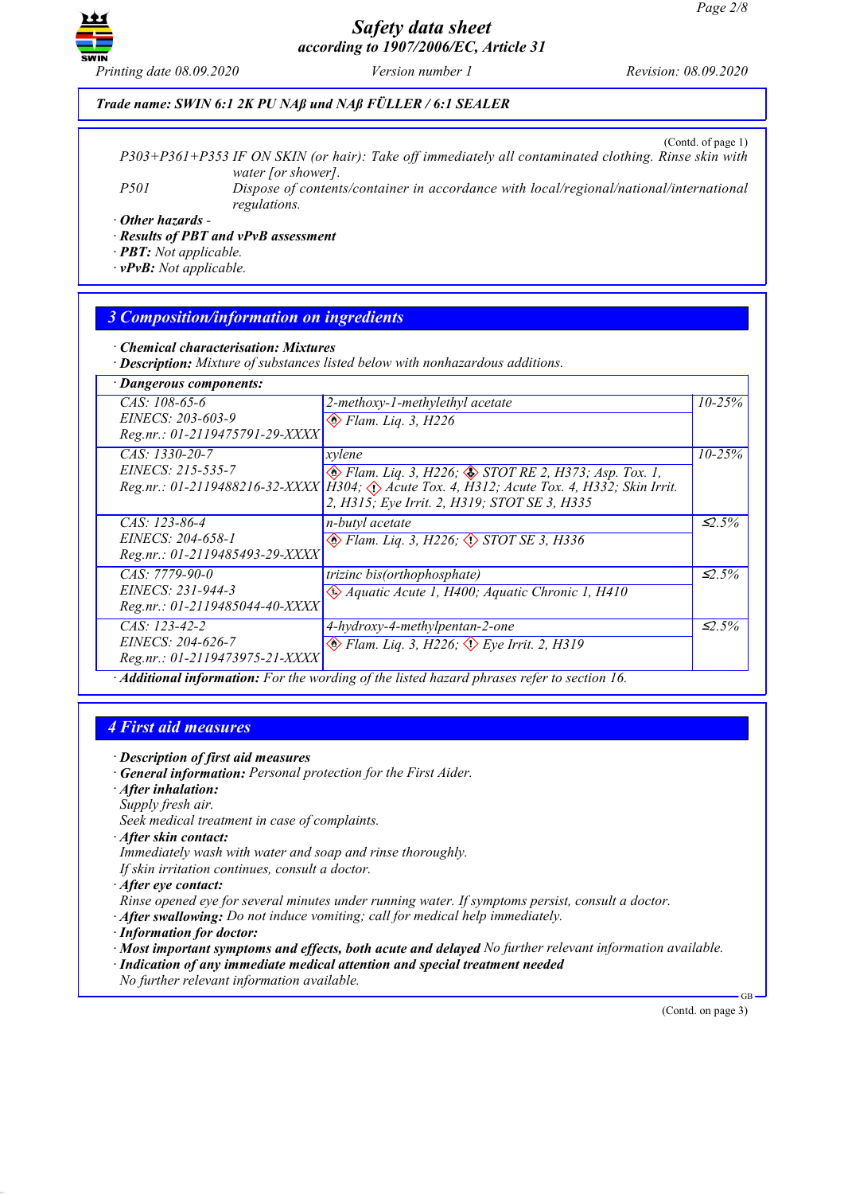**Trade name: SWIN 6:1 2K PU NAß und NAß FÜLLER / 6:1 SEALER**

(Contd. of page 1)

P303+P361+P353 IF ON SKIN (or hair): Take off immediately all contaminated clothing. Rinse skin with water [or shower].

P501 Dispose of contents/container in accordance with local/regional/national/international regulations.

· **Other hazards** -

· **Results of PBT and vPvB assessment**

· **PBT:** Not applicable.

· **vPvB:** Not applicable.

## 3 Composition/information on ingredients

· **Chemical characterisation: Mixtures**

· **Description:** Mixture of substances listed below with nonhazardous additions.

· **Dangerous components:**

| Identifiers | Name / Classification | % |
|---|---|---|
| CAS: 108-65-6<br>EINECS: 203-603-9<br>Reg.nr.: 01-2119475791-29-XXXX | 2-methoxy-1-methylethyl acetate<br>Flam. Liq. 3, H226 | 10-25% |
| CAS: 1330-20-7<br>EINECS: 215-535-7<br>Reg.nr.: 01-2119488216-32-XXXX | xylene<br>Flam. Liq. 3, H226; STOT RE 2, H373; Asp. Tox. 1, H304; Acute Tox. 4, H312; Acute Tox. 4, H332; Skin Irrit. 2, H315; Eye Irrit. 2, H319; STOT SE 3, H335 | 10-25% |
| CAS: 123-86-4<br>EINECS: 204-658-1<br>Reg.nr.: 01-2119485493-29-XXXX | n-butyl acetate<br>Flam. Liq. 3, H226; STOT SE 3, H336 | ≤2.5% |
| CAS: 7779-90-0<br>EINECS: 231-944-3<br>Reg.nr.: 01-2119485044-40-XXXX | trizinc bis(orthophosphate)<br>Aquatic Acute 1, H400; Aquatic Chronic 1, H410 | ≤2.5% |
| CAS: 123-42-2<br>EINECS: 204-626-7<br>Reg.nr.: 01-2119473975-21-XXXX | 4-hydroxy-4-methylpentan-2-one<br>Flam. Liq. 3, H226; Eye Irrit. 2, H319 | ≤2.5% |

· **Additional information:** For the wording of the listed hazard phrases refer to section 16.

## 4 First aid measures

· **Description of first aid measures**

· **General information:** Personal protection for the First Aider.

· **After inhalation:**
Supply fresh air.
Seek medical treatment in case of complaints.

· **After skin contact:**
Immediately wash with water and soap and rinse thoroughly.
If skin irritation continues, consult a doctor.

· **After eye contact:**
Rinse opened eye for several minutes under running water. If symptoms persist, consult a doctor.

· **After swallowing:** Do not induce vomiting; call for medical help immediately.

· **Information for doctor:**

· **Most important symptoms and effects, both acute and delayed** No further relevant information available.

· **Indication of any immediate medical attention and special treatment needed**
No further relevant information available.

(Contd. on page 3)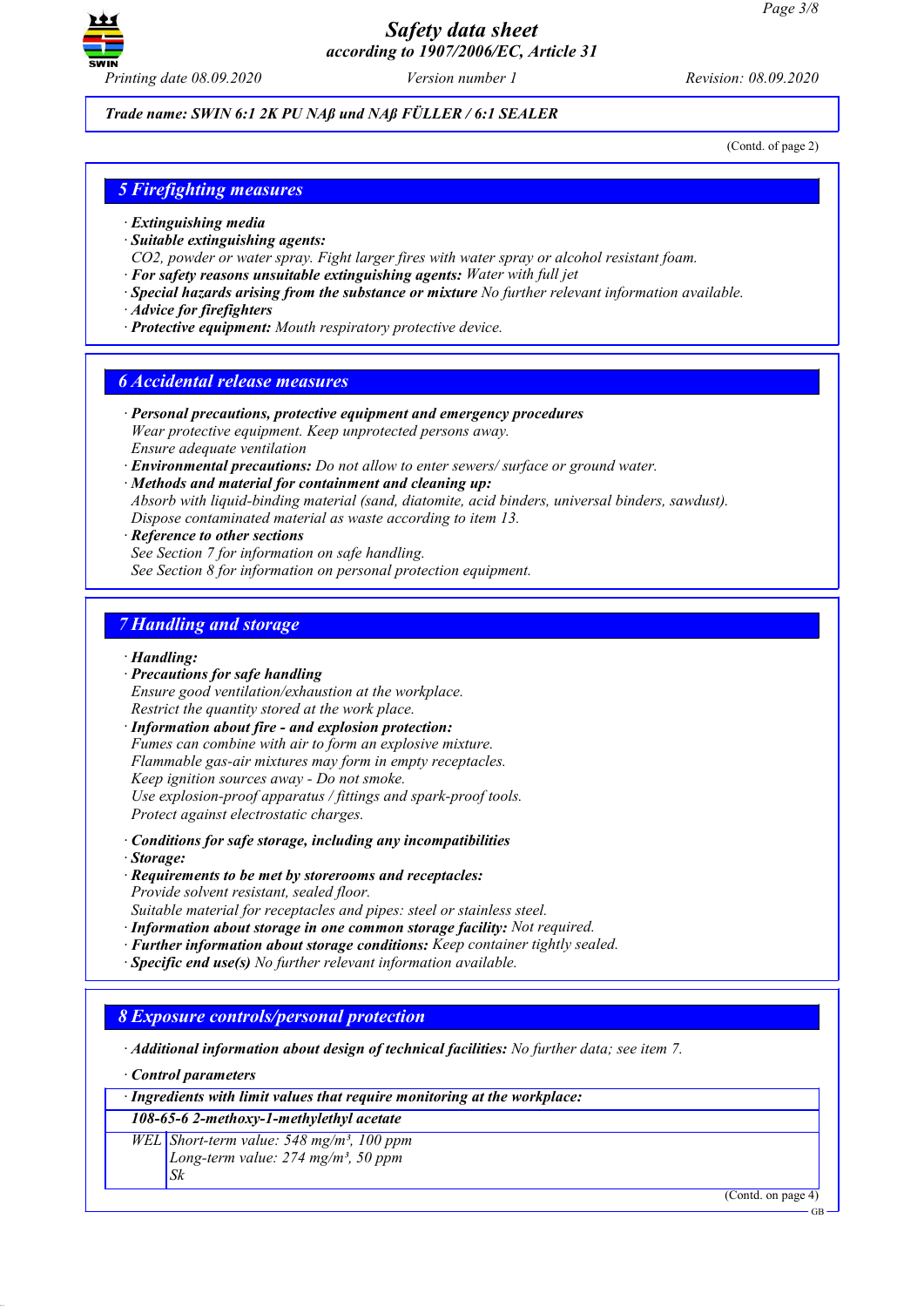**Trade name: SWIN 6:1 2K PU NAß und NAß FÜLLER / 6:1 SEALER**

(Contd. of page 2)

## 5 Firefighting measures

· **Extinguishing media**
· **Suitable extinguishing agents:**
CO2, powder or water spray. Fight larger fires with water spray or alcohol resistant foam.
· **For safety reasons unsuitable extinguishing agents:** Water with full jet
· **Special hazards arising from the substance or mixture** No further relevant information available.
· **Advice for firefighters**
· **Protective equipment:** Mouth respiratory protective device.

## 6 Accidental release measures

· **Personal precautions, protective equipment and emergency procedures**
Wear protective equipment. Keep unprotected persons away.
Ensure adequate ventilation
· **Environmental precautions:** Do not allow to enter sewers/ surface or ground water.
· **Methods and material for containment and cleaning up:**
Absorb with liquid-binding material (sand, diatomite, acid binders, universal binders, sawdust).
Dispose contaminated material as waste according to item 13.
· **Reference to other sections**
See Section 7 for information on safe handling.
See Section 8 for information on personal protection equipment.

## 7 Handling and storage

· **Handling:**
· **Precautions for safe handling**
Ensure good ventilation/exhaustion at the workplace.
Restrict the quantity stored at the work place.
· **Information about fire - and explosion protection:**
Fumes can combine with air to form an explosive mixture.
Flammable gas-air mixtures may form in empty receptacles.
Keep ignition sources away - Do not smoke.
Use explosion-proof apparatus / fittings and spark-proof tools.
Protect against electrostatic charges.

· **Conditions for safe storage, including any incompatibilities**
· **Storage:**
· **Requirements to be met by storerooms and receptacles:**
Provide solvent resistant, sealed floor.
Suitable material for receptacles and pipes: steel or stainless steel.
· **Information about storage in one common storage facility:** Not required.
· **Further information about storage conditions:** Keep container tightly sealed.
· **Specific end use(s)** No further relevant information available.

## 8 Exposure controls/personal protection

· **Additional information about design of technical facilities:** No further data; see item 7.

· **Control parameters**

| · **Ingredients with limit values that require monitoring at the workplace:** | |
|---|---|
| **108-65-6 2-methoxy-1-methylethyl acetate** | |
| WEL | Short-term value: 548 mg/m³, 100 ppm<br>Long-term value: 274 mg/m³, 50 ppm<br>Sk |

(Contd. on page 4)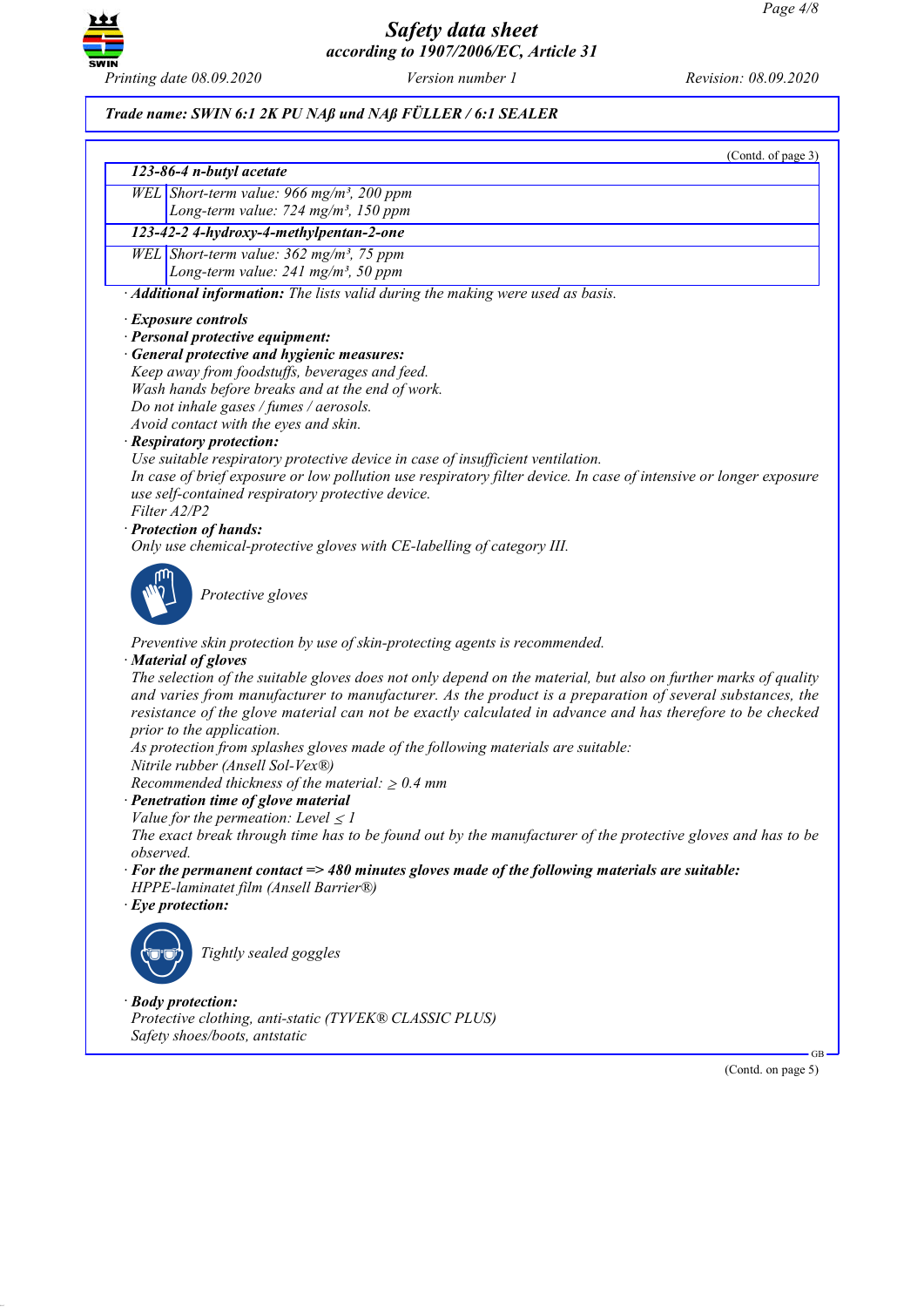**Trade name: SWIN 6:1 2K PU NAß und NAß FÜLLER / 6:1 SEALER**

(Contd. of page 3)

| 123-86-4 n-butyl acetate | |
|---|---|
| WEL | Short-term value: 966 mg/m³, 200 ppm<br>Long-term value: 724 mg/m³, 150 ppm |
| **123-42-2 4-hydroxy-4-methylpentan-2-one** | |
| WEL | Short-term value: 362 mg/m³, 75 ppm<br>Long-term value: 241 mg/m³, 50 ppm |

· **Additional information:** The lists valid during the making were used as basis.

· **Exposure controls**
· **Personal protective equipment:**
· **General protective and hygienic measures:**
Keep away from foodstuffs, beverages and feed.
Wash hands before breaks and at the end of work.
Do not inhale gases / fumes / aerosols.
Avoid contact with the eyes and skin.
· **Respiratory protection:**
Use suitable respiratory protective device in case of insufficient ventilation.
In case of brief exposure or low pollution use respiratory filter device. In case of intensive or longer exposure use self-contained respiratory protective device.
Filter A2/P2
· **Protection of hands:**
Only use chemical-protective gloves with CE-labelling of category III.

Protective gloves

Preventive skin protection by use of skin-protecting agents is recommended.
· **Material of gloves**
The selection of the suitable gloves does not only depend on the material, but also on further marks of quality and varies from manufacturer to manufacturer. As the product is a preparation of several substances, the resistance of the glove material can not be exactly calculated in advance and has therefore to be checked prior to the application.
As protection from splashes gloves made of the following materials are suitable:
Nitrile rubber (Ansell Sol-Vex®)
Recommended thickness of the material: $\geq$ 0.4 mm
· **Penetration time of glove material**
Value for the permeation: Level $\leq$ 1
The exact break through time has to be found out by the manufacturer of the protective gloves and has to be observed.
· **For the permanent contact => 480 minutes gloves made of the following materials are suitable:**
HPPE-laminatet film (Ansell Barrier®)
· **Eye protection:**

Tightly sealed goggles

· **Body protection:**
Protective clothing, anti-static (TYVEK® CLASSIC PLUS)
Safety shoes/boots, antstatic

(Contd. on page 5)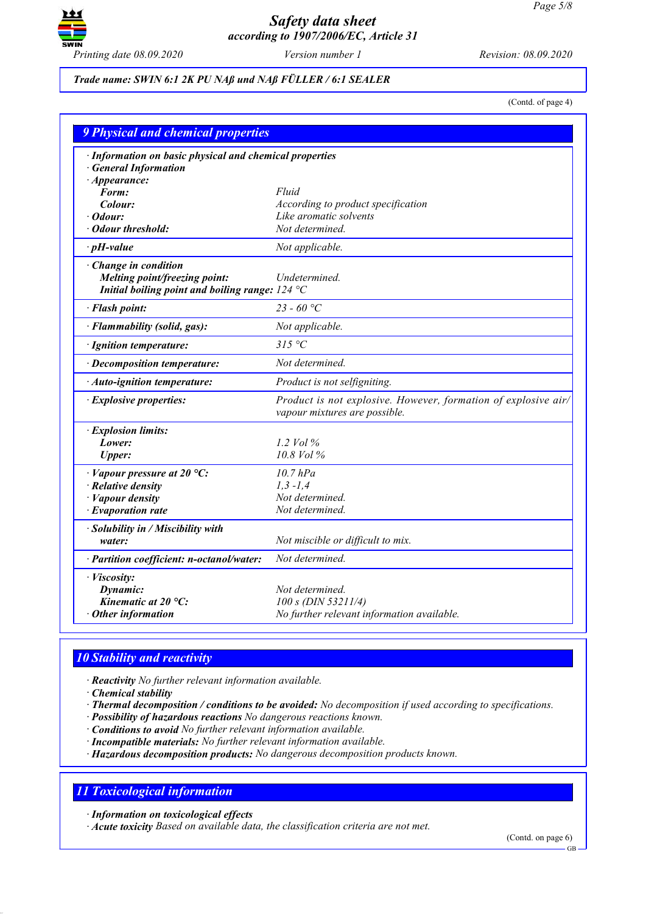*Trade name: SWIN 6:1 2K PU NAß und NAß FÜLLER / 6:1 SEALER*

(Contd. of page 4)

## 9 Physical and chemical properties

| | |
|---|---|
| **· Information on basic physical and chemical properties** | |
| **· General Information** | |
| **· Appearance:** | |
| **Form:** | Fluid |
| **Colour:** | According to product specification |
| **· Odour:** | Like aromatic solvents |
| **· Odour threshold:** | Not determined. |
| **· pH-value** | Not applicable. |
| **· Change in condition** | |
| **Melting point/freezing point:** | Undetermined. |
| **Initial boiling point and boiling range:** | 124 °C |
| **· Flash point:** | 23 - 60 °C |
| **· Flammability (solid, gas):** | Not applicable. |
| **· Ignition temperature:** | 315 °C |
| **· Decomposition temperature:** | Not determined. |
| **· Auto-ignition temperature:** | Product is not selfigniting. |
| **· Explosive properties:** | Product is not explosive. However, formation of explosive air/vapour mixtures are possible. |
| **· Explosion limits:** | |
| **Lower:** | 1.2 Vol % |
| **Upper:** | 10.8 Vol % |
| **· Vapour pressure at 20 °C:** | 10.7 hPa |
| **· Relative density** | 1,3 -1,4 |
| **· Vapour density** | Not determined. |
| **· Evaporation rate** | Not determined. |
| **· Solubility in / Miscibility with** | |
| **water:** | Not miscible or difficult to mix. |
| **· Partition coefficient: n-octanol/water:** | Not determined. |
| **· Viscosity:** | |
| **Dynamic:** | Not determined. |
| **Kinematic at 20 °C:** | 100 s (DIN 53211/4) |
| **· Other information** | No further relevant information available. |

## 10 Stability and reactivity

- **Reactivity** No further relevant information available.
- **Chemical stability**
- **Thermal decomposition / conditions to be avoided:** No decomposition if used according to specifications.
- **Possibility of hazardous reactions** No dangerous reactions known.
- **Conditions to avoid** No further relevant information available.
- **Incompatible materials:** No further relevant information available.
- **Hazardous decomposition products:** No dangerous decomposition products known.

## 11 Toxicological information

- **Information on toxicological effects**
- **Acute toxicity** Based on available data, the classification criteria are not met.

(Contd. on page 6)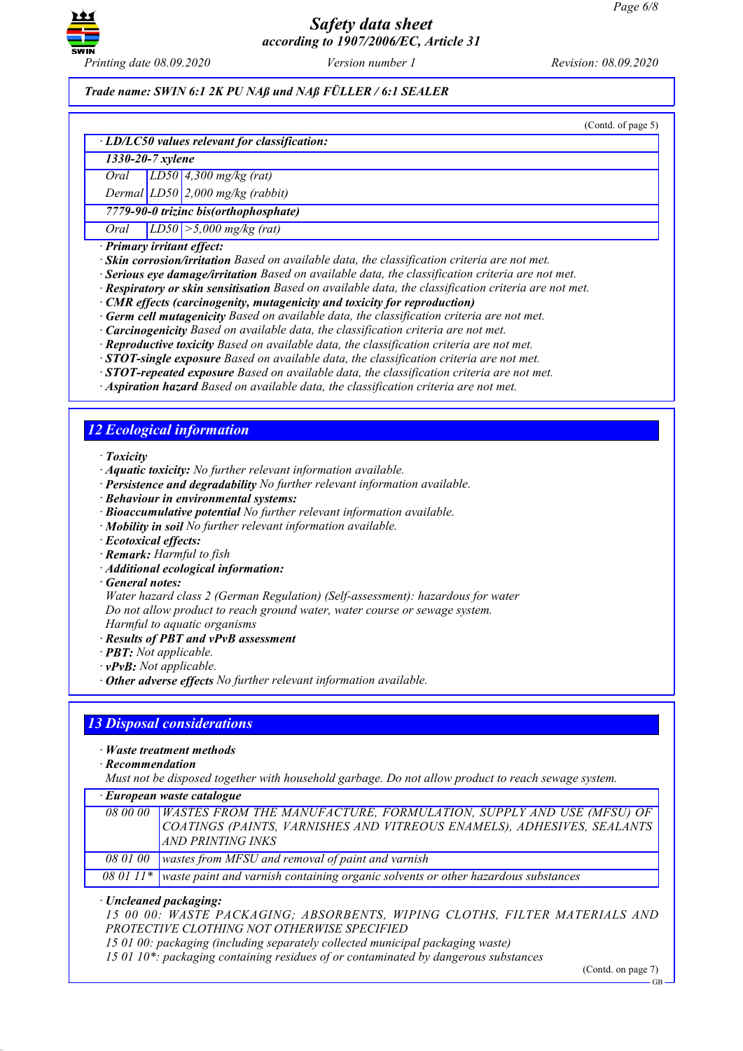**Trade name: SWIN 6:1 2K PU NAß und NAß FÜLLER / 6:1 SEALER**

(Contd. of page 5)

| · LD/LC50 values relevant for classification: | | |
|---|---|---|
| **1330-20-7 xylene** | | |
| Oral | LD50 | 4,300 mg/kg (rat) |
| Dermal | LD50 | 2,000 mg/kg (rabbit) |
| **7779-90-0 trizinc bis(orthophosphate)** | | |
| Oral | LD50 | >5,000 mg/kg (rat) |

· **Primary irritant effect:**
· **Skin corrosion/irritation** Based on available data, the classification criteria are not met.
· **Serious eye damage/irritation** Based on available data, the classification criteria are not met.
· **Respiratory or skin sensitisation** Based on available data, the classification criteria are not met.
· **CMR effects (carcinogenity, mutagenicity and toxicity for reproduction)**
· **Germ cell mutagenicity** Based on available data, the classification criteria are not met.
· **Carcinogenicity** Based on available data, the classification criteria are not met.
· **Reproductive toxicity** Based on available data, the classification criteria are not met.
· **STOT-single exposure** Based on available data, the classification criteria are not met.
· **STOT-repeated exposure** Based on available data, the classification criteria are not met.
· **Aspiration hazard** Based on available data, the classification criteria are not met.

## 12 Ecological information

· **Toxicity**
· **Aquatic toxicity:** No further relevant information available.
· **Persistence and degradability** No further relevant information available.
· **Behaviour in environmental systems:**
· **Bioaccumulative potential** No further relevant information available.
· **Mobility in soil** No further relevant information available.
· **Ecotoxical effects:**
· **Remark:** Harmful to fish
· **Additional ecological information:**
· **General notes:**
Water hazard class 2 (German Regulation) (Self-assessment): hazardous for water
Do not allow product to reach ground water, water course or sewage system.
Harmful to aquatic organisms
· **Results of PBT and vPvB assessment**
· **PBT:** Not applicable.
· **vPvB:** Not applicable.
· **Other adverse effects** No further relevant information available.

## 13 Disposal considerations

· **Waste treatment methods**
· **Recommendation**
Must not be disposed together with household garbage. Do not allow product to reach sewage system.

| · European waste catalogue | |
|---|---|
| 08 00 00 | WASTES FROM THE MANUFACTURE, FORMULATION, SUPPLY AND USE (MFSU) OF COATINGS (PAINTS, VARNISHES AND VITREOUS ENAMELS), ADHESIVES, SEALANTS AND PRINTING INKS |
| 08 01 00 | wastes from MFSU and removal of paint and varnish |
| 08 01 11* | waste paint and varnish containing organic solvents or other hazardous substances |

· **Uncleaned packaging:**
15 00 00: WASTE PACKAGING; ABSORBENTS, WIPING CLOTHS, FILTER MATERIALS AND PROTECTIVE CLOTHING NOT OTHERWISE SPECIFIED
15 01 00: packaging (including separately collected municipal packaging waste)
15 01 10*: packaging containing residues of or contaminated by dangerous substances

(Contd. on page 7)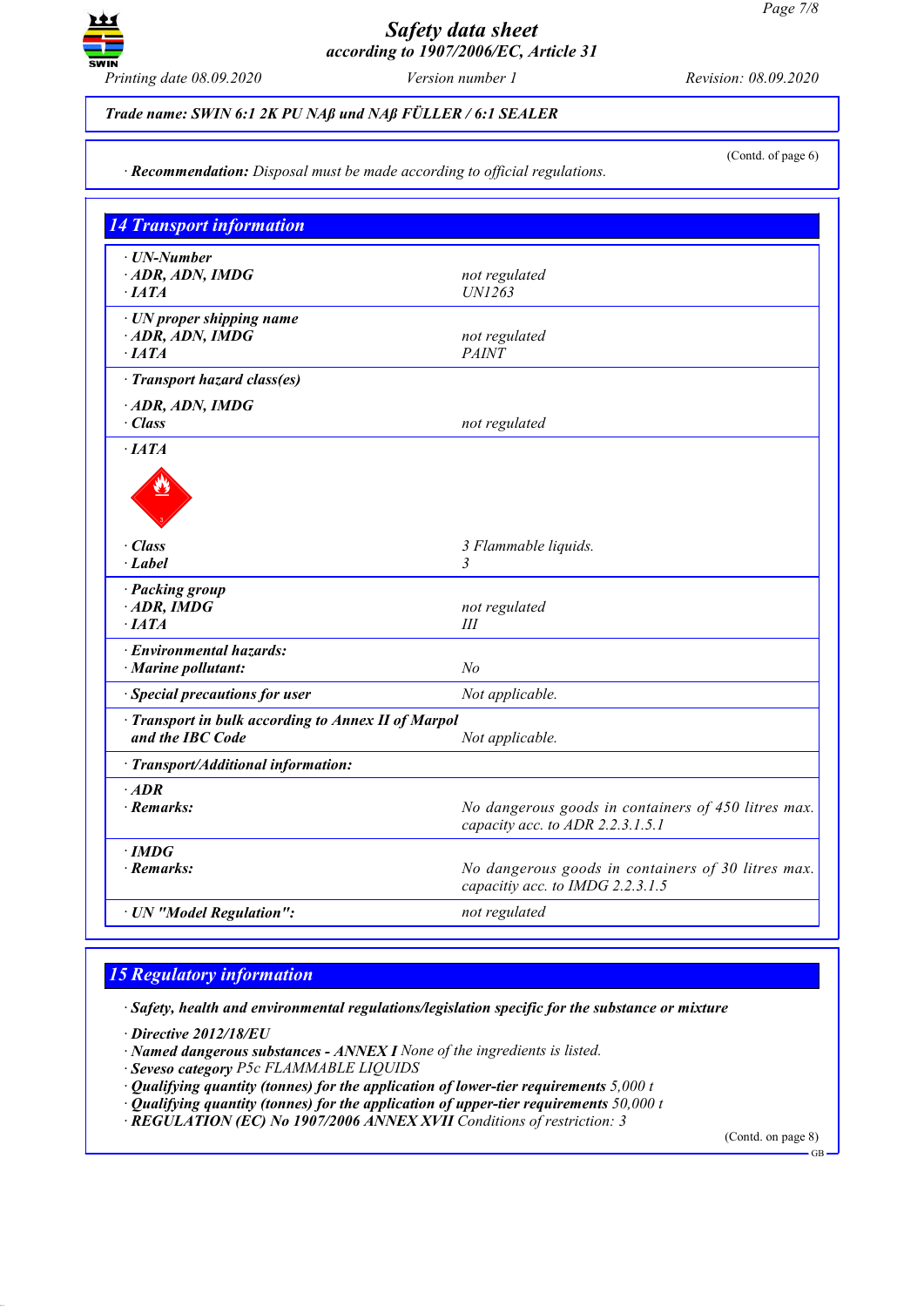*Trade name: SWIN 6:1 2K PU NAß und NAß FÜLLER / 6:1 SEALER*

(Contd. of page 6)

· **Recommendation:** Disposal must be made according to official regulations.

## 14 Transport information

| | |
|---|---|
| · **UN-Number** | |
| · **ADR, ADN, IMDG** | not regulated |
| · **IATA** | UN1263 |
| · **UN proper shipping name** | |
| · **ADR, ADN, IMDG** | not regulated |
| · **IATA** | PAINT |
| · **Transport hazard class(es)** | |
| · **ADR, ADN, IMDG** | |
| · **Class** | not regulated |
| · **IATA** | |
| · **Class** | 3 Flammable liquids. |
| · **Label** | 3 |
| · **Packing group** | |
| · **ADR, IMDG** | not regulated |
| · **IATA** | III |
| · **Environmental hazards:** | |
| · **Marine pollutant:** | No |
| · **Special precautions for user** | Not applicable. |
| · **Transport in bulk according to Annex II of Marpol and the IBC Code** | Not applicable. |
| · **Transport/Additional information:** | |
| · **ADR** | |
| · **Remarks:** | No dangerous goods in containers of 450 litres max. capacity acc. to ADR 2.2.3.1.5.1 |
| · **IMDG** | |
| · **Remarks:** | No dangerous goods in containers of 30 litres max. capacitiy acc. to IMDG 2.2.3.1.5 |
| · **UN "Model Regulation":** | not regulated |

## 15 Regulatory information

· **Safety, health and environmental regulations/legislation specific for the substance or mixture**

· **Directive 2012/18/EU**
· **Named dangerous substances - ANNEX I** None of the ingredients is listed.
· **Seveso category** P5c FLAMMABLE LIQUIDS
· **Qualifying quantity (tonnes) for the application of lower-tier requirements** 5,000 t
· **Qualifying quantity (tonnes) for the application of upper-tier requirements** 50,000 t
· **REGULATION (EC) No 1907/2006 ANNEX XVII** Conditions of restriction: 3

(Contd. on page 8)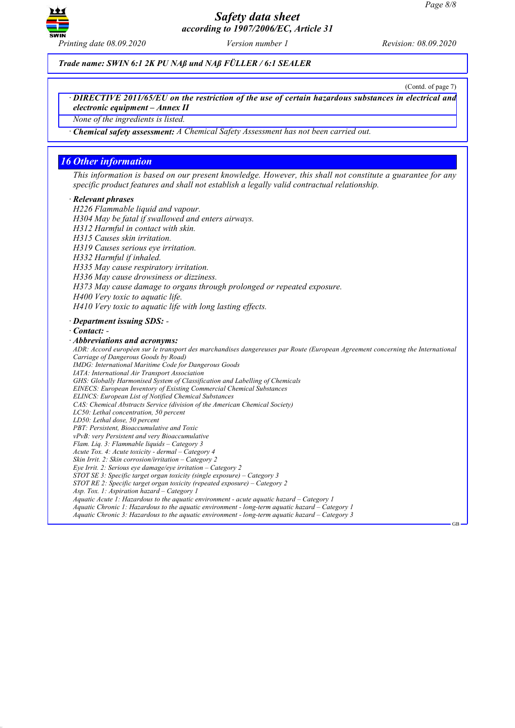**Trade name: SWIN 6:1 2K PU NAß und NAß FÜLLER / 6:1 SEALER**

(Contd. of page 7)

· **DIRECTIVE 2011/65/EU on the restriction of the use of certain hazardous substances in electrical and electronic equipment – Annex II**

None of the ingredients is listed.

· **Chemical safety assessment:** A Chemical Safety Assessment has not been carried out.

## 16 Other information

This information is based on our present knowledge. However, this shall not constitute a guarantee for any specific product features and shall not establish a legally valid contractual relationship.

· **Relevant phrases**

H226 Flammable liquid and vapour.
H304 May be fatal if swallowed and enters airways.
H312 Harmful in contact with skin.
H315 Causes skin irritation.
H319 Causes serious eye irritation.
H332 Harmful if inhaled.
H335 May cause respiratory irritation.
H336 May cause drowsiness or dizziness.
H373 May cause damage to organs through prolonged or repeated exposure.
H400 Very toxic to aquatic life.
H410 Very toxic to aquatic life with long lasting effects.

· **Department issuing SDS:** -

· **Contact:** -

· **Abbreviations and acronyms:**

ADR: Accord européen sur le transport des marchandises dangereuses par Route (European Agreement concerning the International Carriage of Dangerous Goods by Road)
IMDG: International Maritime Code for Dangerous Goods
IATA: International Air Transport Association
GHS: Globally Harmonised System of Classification and Labelling of Chemicals
EINECS: European Inventory of Existing Commercial Chemical Substances
ELINCS: European List of Notified Chemical Substances
CAS: Chemical Abstracts Service (division of the American Chemical Society)
LC50: Lethal concentration, 50 percent
LD50: Lethal dose, 50 percent
PBT: Persistent, Bioaccumulative and Toxic
vPvB: very Persistent and very Bioaccumulative
Flam. Liq. 3: Flammable liquids – Category 3
Acute Tox. 4: Acute toxicity - dermal – Category 4
Skin Irrit. 2: Skin corrosion/irritation – Category 2
Eye Irrit. 2: Serious eye damage/eye irritation – Category 2
STOT SE 3: Specific target organ toxicity (single exposure) – Category 3
STOT RE 2: Specific target organ toxicity (repeated exposure) – Category 2
Asp. Tox. 1: Aspiration hazard – Category 1
Aquatic Acute 1: Hazardous to the aquatic environment - acute aquatic hazard – Category 1
Aquatic Chronic 1: Hazardous to the aquatic environment - long-term aquatic hazard – Category 1
Aquatic Chronic 3: Hazardous to the aquatic environment - long-term aquatic hazard – Category 3